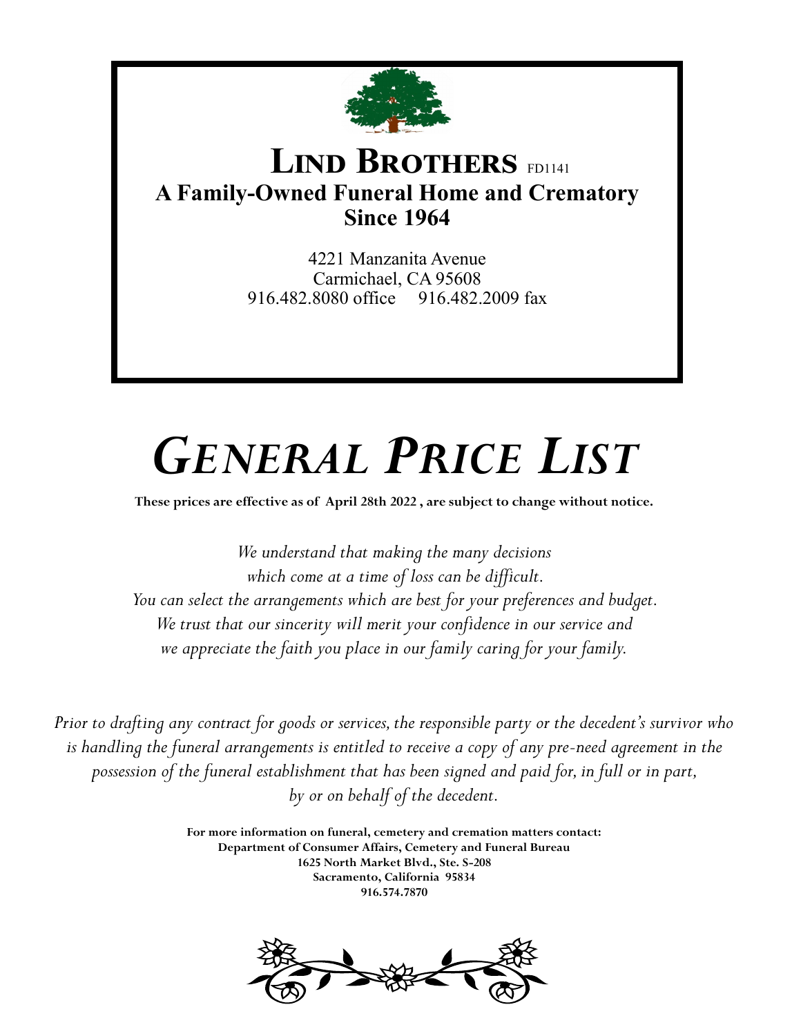# LIND BROTHERS FD1141

## A Family-Owned Funeral Home and Crematory
## Since 1964

4221 Manzanita Avenue
Carmichael, CA 95608
916.482.8080 office 916.482.2009 fax

# *GENERAL PRICE LIST*

**These prices are effective as of April 28th 2022 , are subject to change without notice.**

*We understand that making the many decisions which come at a time of loss can be difficult. You can select the arrangements which are best for your preferences and budget. We trust that our sincerity will merit your confidence in our service and we appreciate the faith you place in our family caring for your family.*

*Prior to drafting any contract for goods or services, the responsible party or the decedent's survivor who is handling the funeral arrangements is entitled to receive a copy of any pre-need agreement in the possession of the funeral establishment that has been signed and paid for, in full or in part, by or on behalf of the decedent.*

**For more information on funeral, cemetery and cremation matters contact:**
**Department of Consumer Affairs, Cemetery and Funeral Bureau**
**1625 North Market Blvd., Ste. S-208**
**Sacramento, California 95834**
**916.574.7870**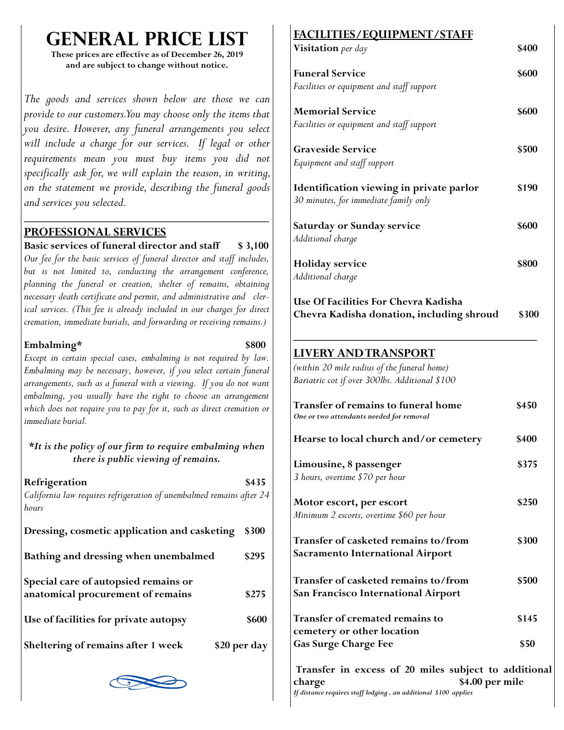# GENERAL PRICE LIST

**These prices are effective as of December 26, 2019 and are subject to change without notice.**

*The goods and services shown below are those we can provide to our customers.You may choose only the items that you desire. However, any funeral arrangements you select will include a charge for our services. If legal or other requirements mean you must buy items you did not specifically ask for, we will explain the reason, in writing, on the statement we provide, describing the funeral goods and services you selected.*

## PROFESSIONAL SERVICES

**Basic services of funeral director and staff** — **$ 3,100**
*Our fee for the basic services of funeral director and staff includes, but is not limited to, conducting the arrangement conference, planning the funeral or creation, shelter of remains, obtaining necessary death certificate and permit, and administrative and clerical services. (This fee is already included in our charges for direct cremation, immediate burials, and forwarding or receiving remains.)*

**Embalming*** — **$800**
*Except in certain special cases, embalming is not required by law. Embalming may be necessary, however, if you select certain funeral arrangements, such as a funeral with a viewing. If you do not want embalming, you usually have the right to choose an arrangement which does not require you to pay for it, such as direct cremation or immediate burial.*

***It is the policy of our firm to require embalming when there is public viewing of remains.***

**Refrigeration** — **$435**
*California law requires refrigeration of unembalmed remains after 24 hours*

**Dressing, cosmetic application and casketing** — **$300**

**Bathing and dressing when unembalmed** — **$295**

**Special care of autopsied remains or anatomical procurement of remains** — **$275**

**Use of facilities for private autopsy** — **$600**

**Sheltering of remains after 1 week** — **$20 per day**

## FACILITIES/EQUIPMENT/STAFF

**Visitation** *per day* — **$400**

**Funeral Service** — **$600**
*Facilities or equipment and staff support*

**Memorial Service** — **$600**
*Facilities or equipment and staff support*

**Graveside Service** — **$500**
*Equipment and staff support*

**Identification viewing in private parlor** — **$190**
*30 minutes, for immediate family only*

**Saturday or Sunday service** — **$600**
*Additional charge*

**Holiday service** — **$800**
*Additional charge*

**Use Of Facilities For Chevra Kadisha**
**Chevra Kadisha donation, including shroud** — **$300**

## LIVERY AND TRANSPORT

*(within 20 mile radius of the funeral home)*
*Bariatric cot if over 300lbs. Additional $100*

**Transfer of remains to funeral home** — **$450**
***One or two attendants needed for removal***

**Hearse to local church and/or cemetery** — **$400**

**Limousine, 8 passenger** — **$375**
*3 hours, overtime $70 per hour*

**Motor escort, per escort** — **$250**
*Minimum 2 escorts, overtime $60 per hour*

**Transfer of casketed remains to/from Sacramento International Airport** — **$300**

**Transfer of casketed remains to/from San Francisco International Airport** — **$500**

**Transfer of cremated remains to cemetery or other location** — **$145**

**Gas Surge Charge Fee** — **$50**

**Transfer in excess of 20 miles subject to additional charge** — **$4.00 per mile**
***If distance requires staff lodging , an additional $100 applies***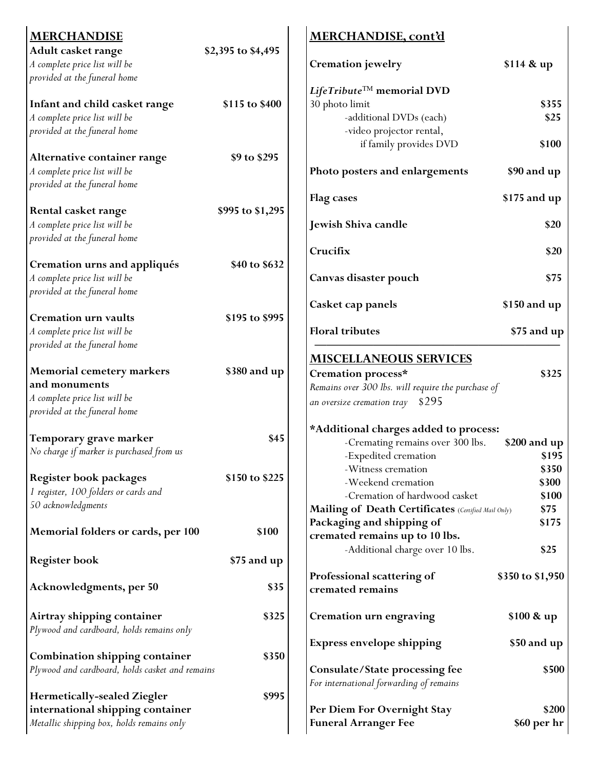## MERCHANDISE

**Adult casket range** — **$2,395 to $4,495**
*A complete price list will be provided at the funeral home*

**Infant and child casket range** — **$115 to $400**
*A complete price list will be provided at the funeral home*

**Alternative container range** — **$9 to $295**
*A complete price list will be provided at the funeral home*

**Rental casket range** — **$995 to $1,295**
*A complete price list will be provided at the funeral home*

**Cremation urns and appliqués** — **$40 to $632**
*A complete price list will be provided at the funeral home*

**Cremation urn vaults** — **$195 to $995**
*A complete price list will be provided at the funeral home*

**Memorial cemetery markers and monuments** — **$380 and up**
*A complete price list will be provided at the funeral home*

**Temporary grave marker** — **$45**
*No charge if marker is purchased from us*

**Register book packages** — **$150 to $225**
*1 register, 100 folders or cards and 50 acknowledgments*

**Memorial folders or cards, per 100** — **$100**

**Register book** — **$75 and up**

**Acknowledgments, per 50** — **$35**

**Airtray shipping container** — **$325**
*Plywood and cardboard, holds remains only*

**Combination shipping container** — **$350**
*Plywood and cardboard, holds casket and remains*

**Hermetically-sealed Ziegler international shipping container** — **$995**
*Metallic shipping box, holds remains only*

## MERCHANDISE, cont'd

**Cremation jewelry** — **$114 & up**

***LifeTribute*™ memorial DVD**
30 photo limit — **$355**
- additional DVDs (each) — **$25**
- video projector rental, if family provides DVD — **$100**

**Photo posters and enlargements** — **$90 and up**

**Flag cases** — **$175 and up**

**Jewish Shiva candle** — **$20**

**Crucifix** — **$20**

**Canvas disaster pouch** — **$75**

**Casket cap panels** — **$150 and up**

**Floral tributes** — **$75 and up**

## MISCELLANEOUS SERVICES

**Cremation process*** — **$325**
*Remains over 300 lbs. will require the purchase of an oversize cremation tray* $295

***Additional charges added to process:**
- Cremating remains over 300 lbs. — **$200 and up**
- Expedited cremation — **$195**
- Witness cremation — **$350**
- Weekend cremation — **$300**
- Cremation of hardwood casket — **$100**

**Mailing of Death Certificates** *(Certified Mail Only)* — **$75**

**Packaging and shipping of cremated remains up to 10 lbs.** — **$175**
- Additional charge over 10 lbs. — **$25**

**Professional scattering of cremated remains** — **$350 to $1,950**

**Cremation urn engraving** — **$100 & up**

**Express envelope shipping** — **$50 and up**

**Consulate/State processing fee** — **$500**
*For international forwarding of remains*

**Per Diem For Overnight Stay** — **$200**

**Funeral Arranger Fee** — **$60 per hr**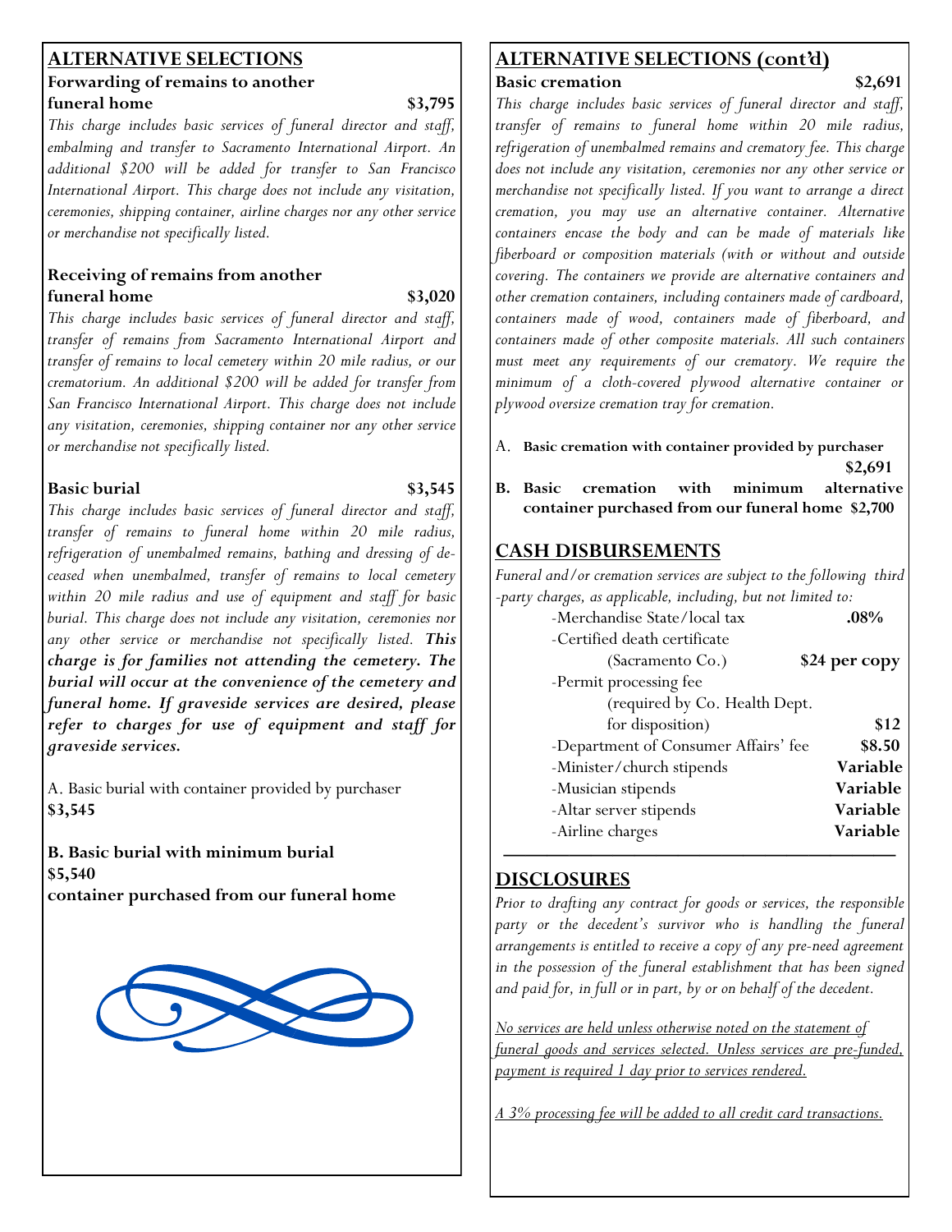## ALTERNATIVE SELECTIONS

**Forwarding of remains to another funeral home** **$3,795**

*This charge includes basic services of funeral director and staff, embalming and transfer to Sacramento International Airport. An additional $200 will be added for transfer to San Francisco International Airport. This charge does not include any visitation, ceremonies, shipping container, airline charges nor any other service or merchandise not specifically listed.*

**Receiving of remains from another funeral home** **$3,020**

*This charge includes basic services of funeral director and staff, transfer of remains from Sacramento International Airport and transfer of remains to local cemetery within 20 mile radius, or our crematorium. An additional $200 will be added for transfer from San Francisco International Airport. This charge does not include any visitation, ceremonies, shipping container nor any other service or merchandise not specifically listed.*

**Basic burial** **$3,545**

*This charge includes basic services of funeral director and staff, transfer of remains to funeral home within 20 mile radius, refrigeration of unembalmed remains, bathing and dressing of deceased when unembalmed, transfer of remains to local cemetery within 20 mile radius and use of equipment and staff for basic burial. This charge does not include any visitation, ceremonies nor any other service or merchandise not specifically listed.* ***This charge is for families not attending the cemetery. The burial will occur at the convenience of the cemetery and funeral home. If graveside services are desired, please refer to charges for use of equipment and staff for graveside services.***

A. Basic burial with container provided by purchaser **$3,545**

**B. Basic burial with minimum burial container purchased from our funeral home** **$5,540**

## ALTERNATIVE SELECTIONS (cont'd)

**Basic cremation** **$2,691**

*This charge includes basic services of funeral director and staff, transfer of remains to funeral home within 20 mile radius, refrigeration of unembalmed remains and crematory fee. This charge does not include any visitation, ceremonies nor any other service or merchandise not specifically listed. If you want to arrange a direct cremation, you may use an alternative container. Alternative containers encase the body and can be made of materials like fiberboard or composition materials (with or without and outside covering. The containers we provide are alternative containers and other cremation containers, including containers made of cardboard, containers made of wood, containers made of fiberboard, and containers made of other composite materials. All such containers must meet any requirements of our crematory. We require the minimum of a cloth-covered plywood alternative container or plywood oversize cremation tray for cremation.*

A. **Basic cremation with container provided by purchaser** **$2,691**

**B. Basic cremation with minimum alternative container purchased from our funeral home** **$2,700**

## CASH DISBURSEMENTS

*Funeral and/or cremation services are subject to the following third-party charges, as applicable, including, but not limited to:*

| | |
|---|---|
| -Merchandise State/local tax | **.08%** |
| -Certified death certificate (Sacramento Co.) | **$24 per copy** |
| -Permit processing fee (required by Co. Health Dept. for disposition) | **$12** |
| -Department of Consumer Affairs' fee | **$8.50** |
| -Minister/church stipends | **Variable** |
| -Musician stipends | **Variable** |
| -Altar server stipends | **Variable** |
| -Airline charges | **Variable** |

## DISCLOSURES

*Prior to drafting any contract for goods or services, the responsible party or the decedent's survivor who is handling the funeral arrangements is entitled to receive a copy of any pre-need agreement in the possession of the funeral establishment that has been signed and paid for, in full or in part, by or on behalf of the decedent.*

*No services are held unless otherwise noted on the statement of funeral goods and services selected. Unless services are pre-funded, payment is required 1 day prior to services rendered.*

*A 3% processing fee will be added to all credit card transactions.*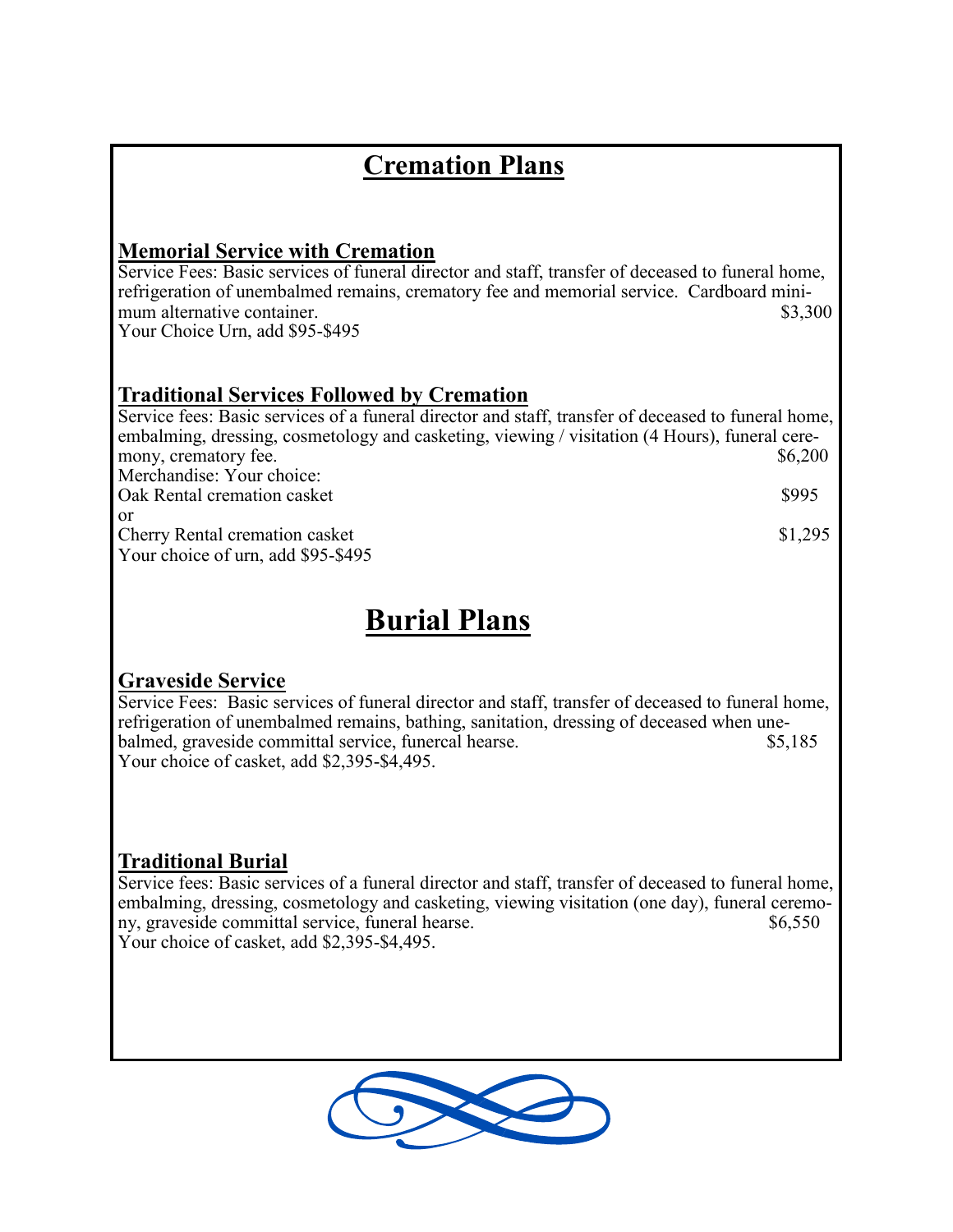# Cremation Plans

## Memorial Service with Cremation

Service Fees: Basic services of funeral director and staff, transfer of deceased to funeral home, refrigeration of unembalmed remains, crematory fee and memorial service. Cardboard minimum alternative container. $3,300

Your Choice Urn, add $95-$495

## Traditional Services Followed by Cremation

Service fees: Basic services of a funeral director and staff, transfer of deceased to funeral home, embalming, dressing, cosmetology and casketing, viewing / visitation (4 Hours), funeral ceremony, crematory fee. $6,200

Merchandise: Your choice:

Oak Rental cremation casket $995

or

Cherry Rental cremation casket $1,295

Your choice of urn, add $95-$495

# Burial Plans

## Graveside Service

Service Fees: Basic services of funeral director and staff, transfer of deceased to funeral home, refrigeration of unembalmed remains, bathing, sanitation, dressing of deceased when unebalmed, graveside committal service, funercal hearse. $5,185

Your choice of casket, add $2,395-$4,495.

## Traditional Burial

Service fees: Basic services of a funeral director and staff, transfer of deceased to funeral home, embalming, dressing, cosmetology and casketing, viewing visitation (one day), funeral ceremony, graveside committal service, funeral hearse. $6,550

Your choice of casket, add $2,395-$4,495.